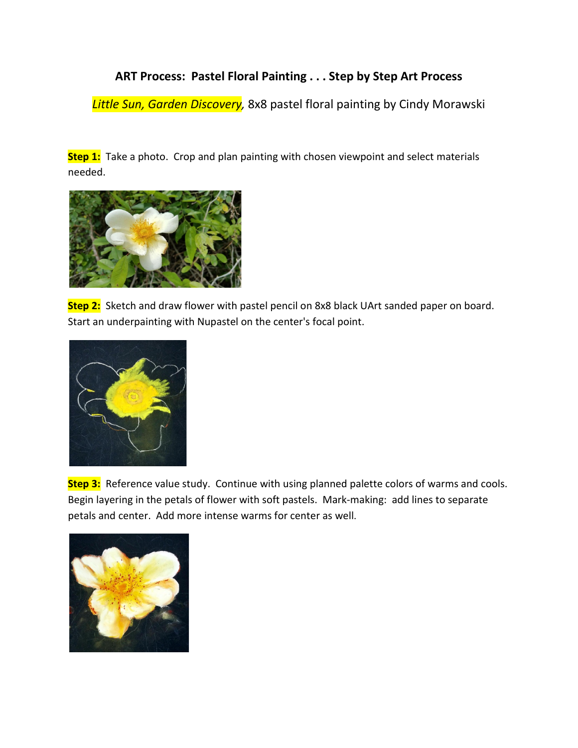# ART Process: Pastel Floral Painting . . . Step by Step Art Process

*Little Sun, Garden Discovery*, 8x8 pastel floral painting by Cindy Morawski

**Step 1:** Take a photo. Crop and plan painting with chosen viewpoint and select materials needed.

**Step 2:** Sketch and draw flower with pastel pencil on 8x8 black UArt sanded paper on board. Start an underpainting with Nupastel on the center's focal point.

**Step 3:** Reference value study. Continue with using planned palette colors of warms and cools. Begin layering in the petals of flower with soft pastels. Mark-making: add lines to separate petals and center. Add more intense warms for center as well.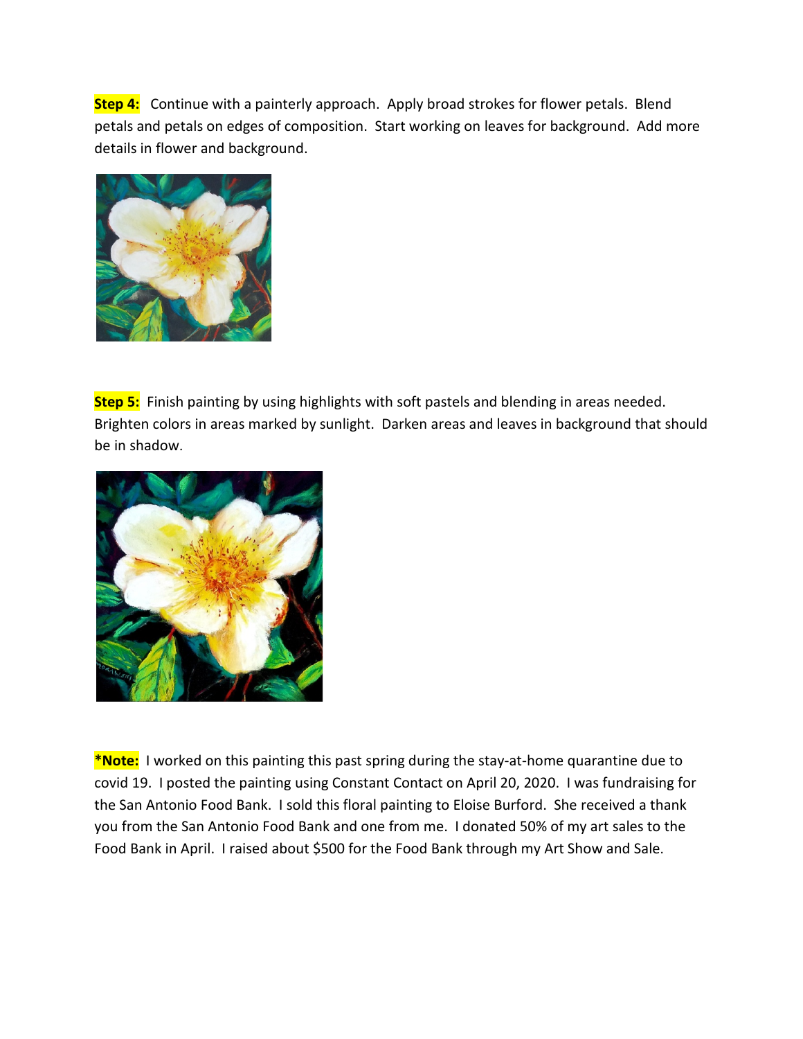**Step 4:** Continue with a painterly approach. Apply broad strokes for flower petals. Blend petals and petals on edges of composition. Start working on leaves for background. Add more details in flower and background.

**Step 5:** Finish painting by using highlights with soft pastels and blending in areas needed. Brighten colors in areas marked by sunlight. Darken areas and leaves in background that should be in shadow.

***Note:** I worked on this painting this past spring during the stay-at-home quarantine due to covid 19. I posted the painting using Constant Contact on April 20, 2020. I was fundraising for the San Antonio Food Bank. I sold this floral painting to Eloise Burford. She received a thank you from the San Antonio Food Bank and one from me. I donated 50% of my art sales to the Food Bank in April. I raised about $500 for the Food Bank through my Art Show and Sale.